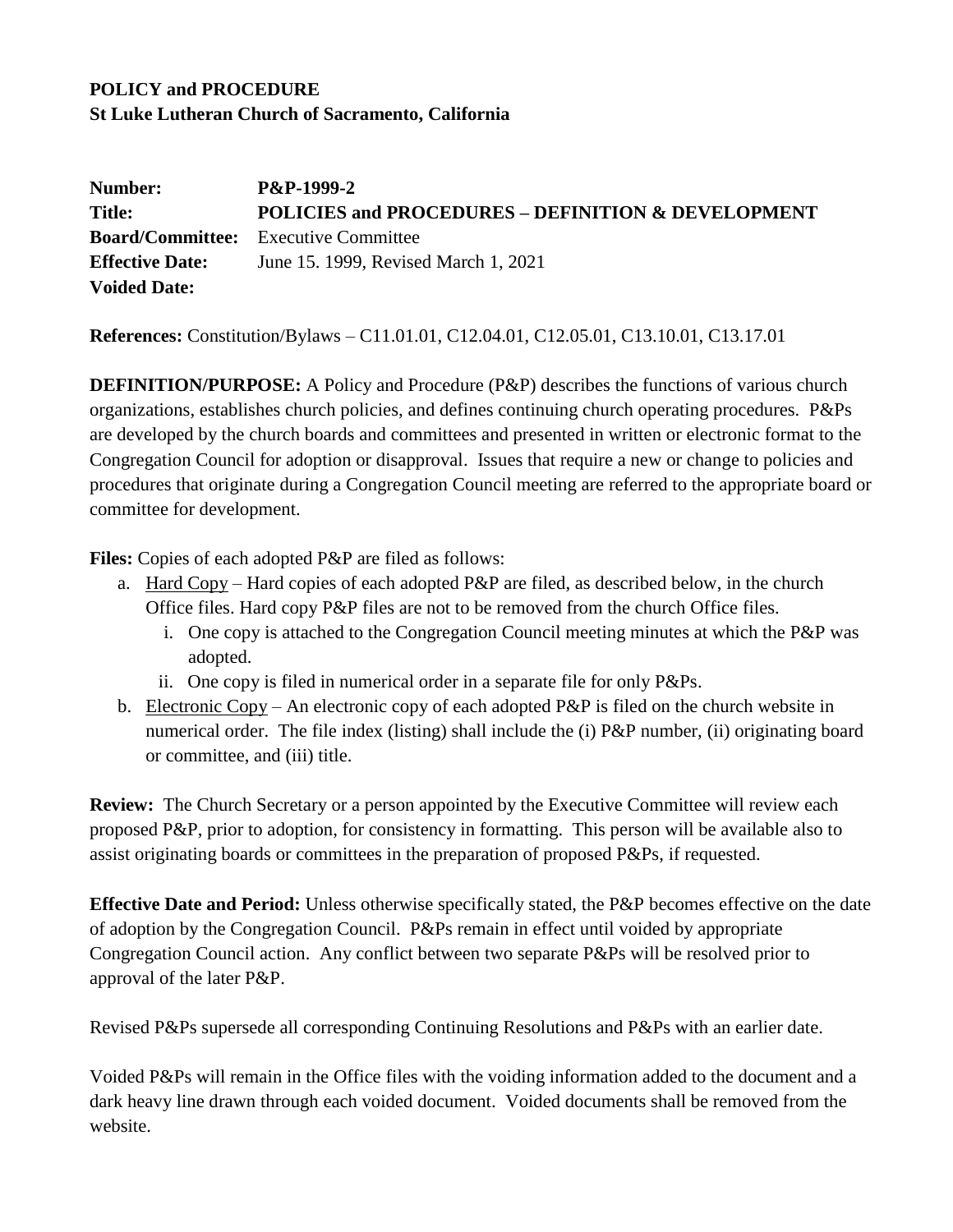**POLICY and PROCEDURE**
**St Luke Lutheran Church of Sacramento, California**

| | |
|---|---|
| **Number:** | **P&P-1999-2** |
| **Title:** | **POLICIES and PROCEDURES – DEFINITION & DEVELOPMENT** |
| **Board/Committee:** | Executive Committee |
| **Effective Date:** | June 15. 1999, Revised March 1, 2021 |
| **Voided Date:** | |

**References:** Constitution/Bylaws – C11.01.01, C12.04.01, C12.05.01, C13.10.01, C13.17.01

**DEFINITION/PURPOSE:** A Policy and Procedure (P&P) describes the functions of various church organizations, establishes church policies, and defines continuing church operating procedures. P&Ps are developed by the church boards and committees and presented in written or electronic format to the Congregation Council for adoption or disapproval. Issues that require a new or change to policies and procedures that originate during a Congregation Council meeting are referred to the appropriate board or committee for development.

**Files:** Copies of each adopted P&P are filed as follows:

a. Hard Copy – Hard copies of each adopted P&P are filed, as described below, in the church Office files. Hard copy P&P files are not to be removed from the church Office files.
   i. One copy is attached to the Congregation Council meeting minutes at which the P&P was adopted.
   ii. One copy is filed in numerical order in a separate file for only P&Ps.
b. Electronic Copy – An electronic copy of each adopted P&P is filed on the church website in numerical order. The file index (listing) shall include the (i) P&P number, (ii) originating board or committee, and (iii) title.

**Review:** The Church Secretary or a person appointed by the Executive Committee will review each proposed P&P, prior to adoption, for consistency in formatting. This person will be available also to assist originating boards or committees in the preparation of proposed P&Ps, if requested.

**Effective Date and Period:** Unless otherwise specifically stated, the P&P becomes effective on the date of adoption by the Congregation Council. P&Ps remain in effect until voided by appropriate Congregation Council action. Any conflict between two separate P&Ps will be resolved prior to approval of the later P&P.

Revised P&Ps supersede all corresponding Continuing Resolutions and P&Ps with an earlier date.

Voided P&Ps will remain in the Office files with the voiding information added to the document and a dark heavy line drawn through each voided document. Voided documents shall be removed from the website.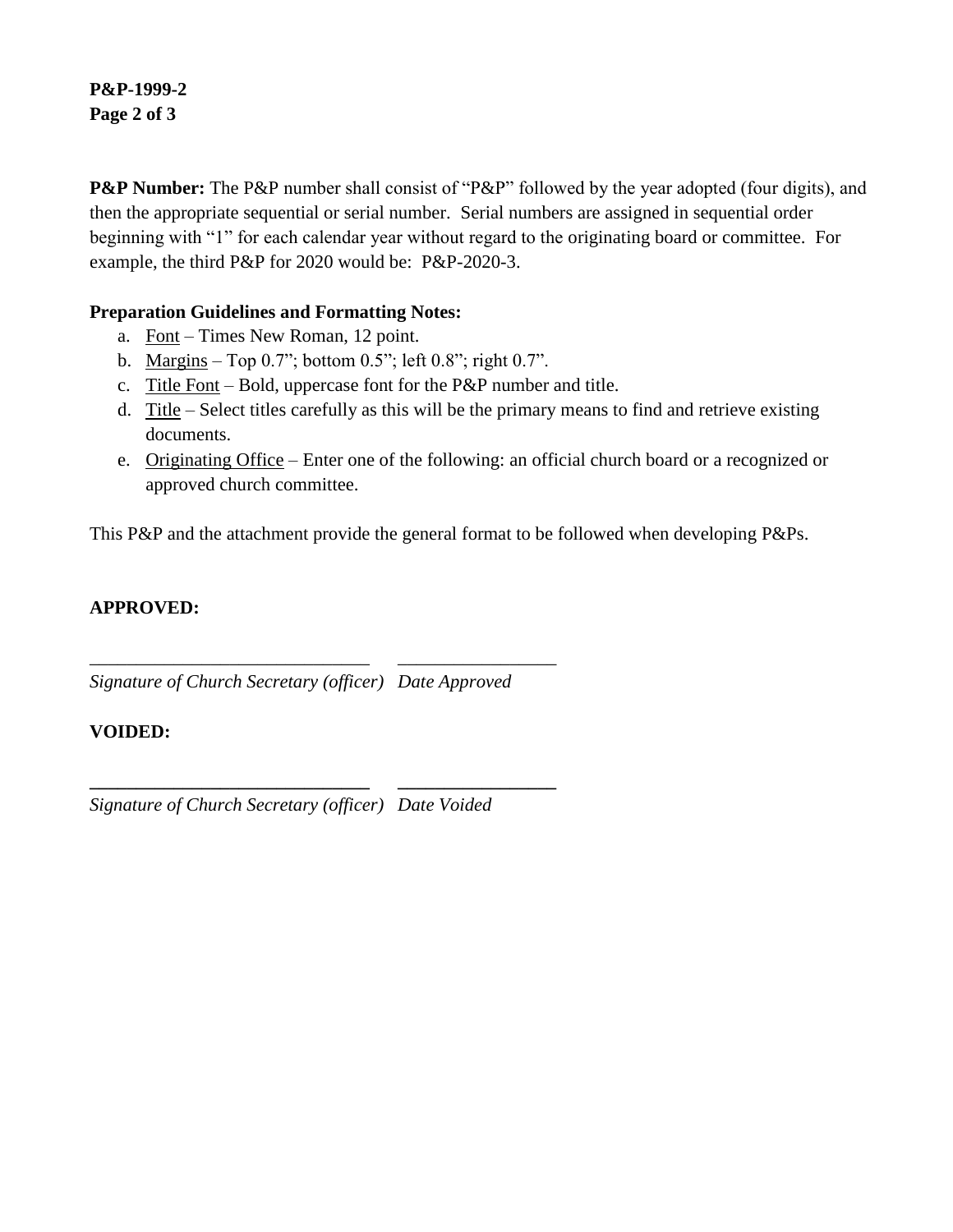**P&P Number:** The P&P number shall consist of "P&P" followed by the year adopted (four digits), and then the appropriate sequential or serial number. Serial numbers are assigned in sequential order beginning with "1" for each calendar year without regard to the originating board or committee. For example, the third P&P for 2020 would be: P&P-2020-3.

**Preparation Guidelines and Formatting Notes:**

a. <u>Font</u> – Times New Roman, 12 point.
b. <u>Margins</u> – Top 0.7"; bottom 0.5"; left 0.8"; right 0.7".
c. <u>Title Font</u> – Bold, uppercase font for the P&P number and title.
d. <u>Title</u> – Select titles carefully as this will be the primary means to find and retrieve existing documents.
e. <u>Originating Office</u> – Enter one of the following: an official church board or a recognized or approved church committee.

This P&P and the attachment provide the general format to be followed when developing P&Ps.

**APPROVED:**

_____________________________ ________________
*Signature of Church Secretary (officer)* *Date Approved*

**VOIDED:**

_____________________________ ________________
*Signature of Church Secretary (officer)* *Date Voided*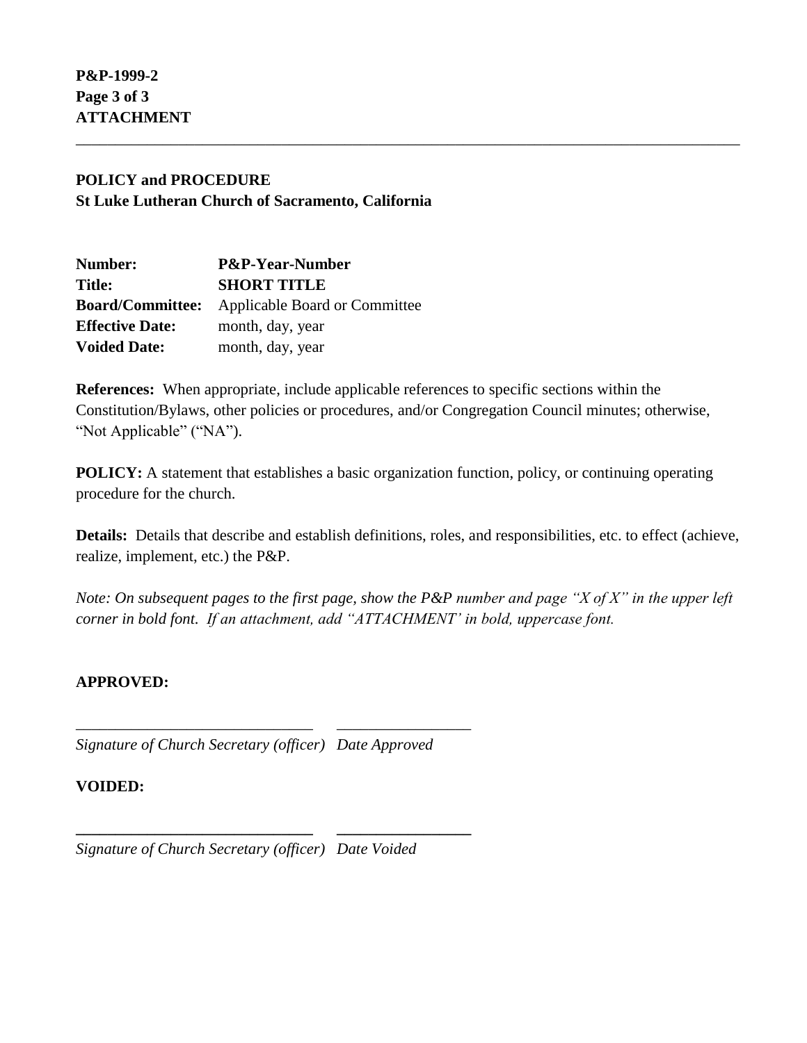**P&P-1999-2**
**Page 3 of 3**
**ATTACHMENT**

---

**POLICY and PROCEDURE**
**St Luke Lutheran Church of Sacramento, California**

| | |
|---|---|
| **Number:** | **P&P-Year-Number** |
| **Title:** | **SHORT TITLE** |
| **Board/Committee:** | Applicable Board or Committee |
| **Effective Date:** | month, day, year |
| **Voided Date:** | month, day, year |

**References:** When appropriate, include applicable references to specific sections within the Constitution/Bylaws, other policies or procedures, and/or Congregation Council minutes; otherwise, "Not Applicable" ("NA").

**POLICY:** A statement that establishes a basic organization function, policy, or continuing operating procedure for the church.

**Details:** Details that describe and establish definitions, roles, and responsibilities, etc. to effect (achieve, realize, implement, etc.) the P&P.

*Note: On subsequent pages to the first page, show the P&P number and page "X of X" in the upper left corner in bold font. If an attachment, add "ATTACHMENT' in bold, uppercase font.*

**APPROVED:**

______________________________ ________________
*Signature of Church Secretary (officer)* *Date Approved*

**VOIDED:**

______________________________ ________________
*Signature of Church Secretary (officer)* *Date Voided*